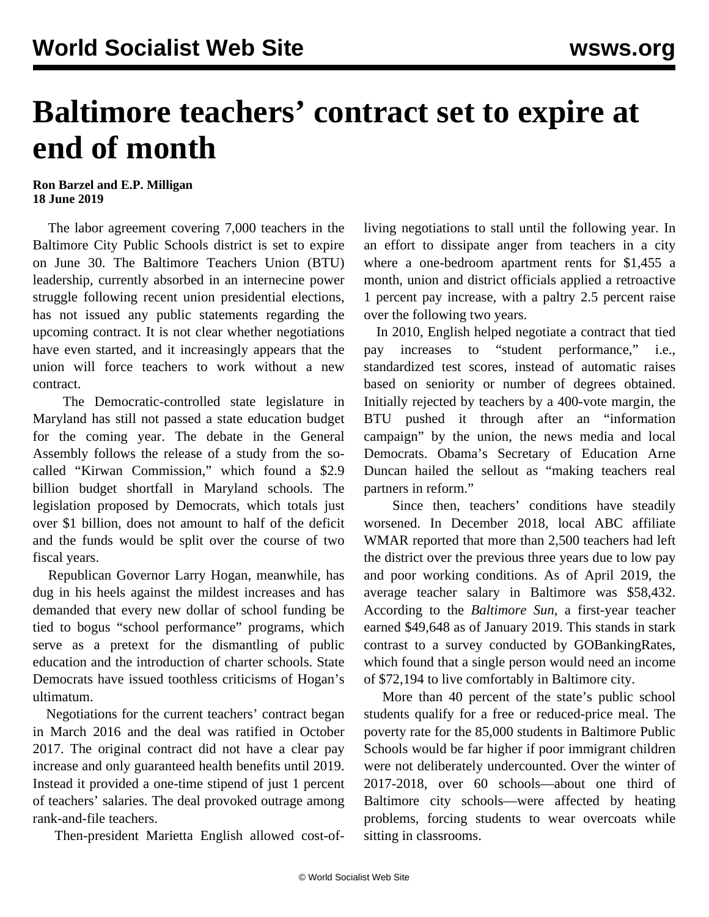# Baltimore teachers' contract set to expire at end of month

**Ron Barzel and E.P. Milligan**
**18 June 2019**

The labor agreement covering 7,000 teachers in the Baltimore City Public Schools district is set to expire on June 30. The Baltimore Teachers Union (BTU) leadership, currently absorbed in an internecine power struggle following recent union presidential elections, has not issued any public statements regarding the upcoming contract. It is not clear whether negotiations have even started, and it increasingly appears that the union will force teachers to work without a new contract.

The Democratic-controlled state legislature in Maryland has still not passed a state education budget for the coming year. The debate in the General Assembly follows the release of a study from the so-called "Kirwan Commission," which found a $2.9 billion budget shortfall in Maryland schools. The legislation proposed by Democrats, which totals just over $1 billion, does not amount to half of the deficit and the funds would be split over the course of two fiscal years.

Republican Governor Larry Hogan, meanwhile, has dug in his heels against the mildest increases and has demanded that every new dollar of school funding be tied to bogus "school performance" programs, which serve as a pretext for the dismantling of public education and the introduction of charter schools. State Democrats have issued toothless criticisms of Hogan's ultimatum.

Negotiations for the current teachers' contract began in March 2016 and the deal was ratified in October 2017. The original contract did not have a clear pay increase and only guaranteed health benefits until 2019. Instead it provided a one-time stipend of just 1 percent of teachers' salaries. The deal provoked outrage among rank-and-file teachers.

Then-president Marietta English allowed cost-of-living negotiations to stall until the following year. In an effort to dissipate anger from teachers in a city where a one-bedroom apartment rents for $1,455 a month, union and district officials applied a retroactive 1 percent pay increase, with a paltry 2.5 percent raise over the following two years.

In 2010, English helped negotiate a contract that tied pay increases to "student performance," i.e., standardized test scores, instead of automatic raises based on seniority or number of degrees obtained. Initially rejected by teachers by a 400-vote margin, the BTU pushed it through after an "information campaign" by the union, the news media and local Democrats. Obama's Secretary of Education Arne Duncan hailed the sellout as "making teachers real partners in reform."

Since then, teachers' conditions have steadily worsened. In December 2018, local ABC affiliate WMAR reported that more than 2,500 teachers had left the district over the previous three years due to low pay and poor working conditions. As of April 2019, the average teacher salary in Baltimore was $58,432. According to the *Baltimore Sun*, a first-year teacher earned $49,648 as of January 2019. This stands in stark contrast to a survey conducted by GOBankingRates, which found that a single person would need an income of $72,194 to live comfortably in Baltimore city.

More than 40 percent of the state's public school students qualify for a free or reduced-price meal. The poverty rate for the 85,000 students in Baltimore Public Schools would be far higher if poor immigrant children were not deliberately undercounted. Over the winter of 2017-2018, over 60 schools—about one third of Baltimore city schools—were affected by heating problems, forcing students to wear overcoats while sitting in classrooms.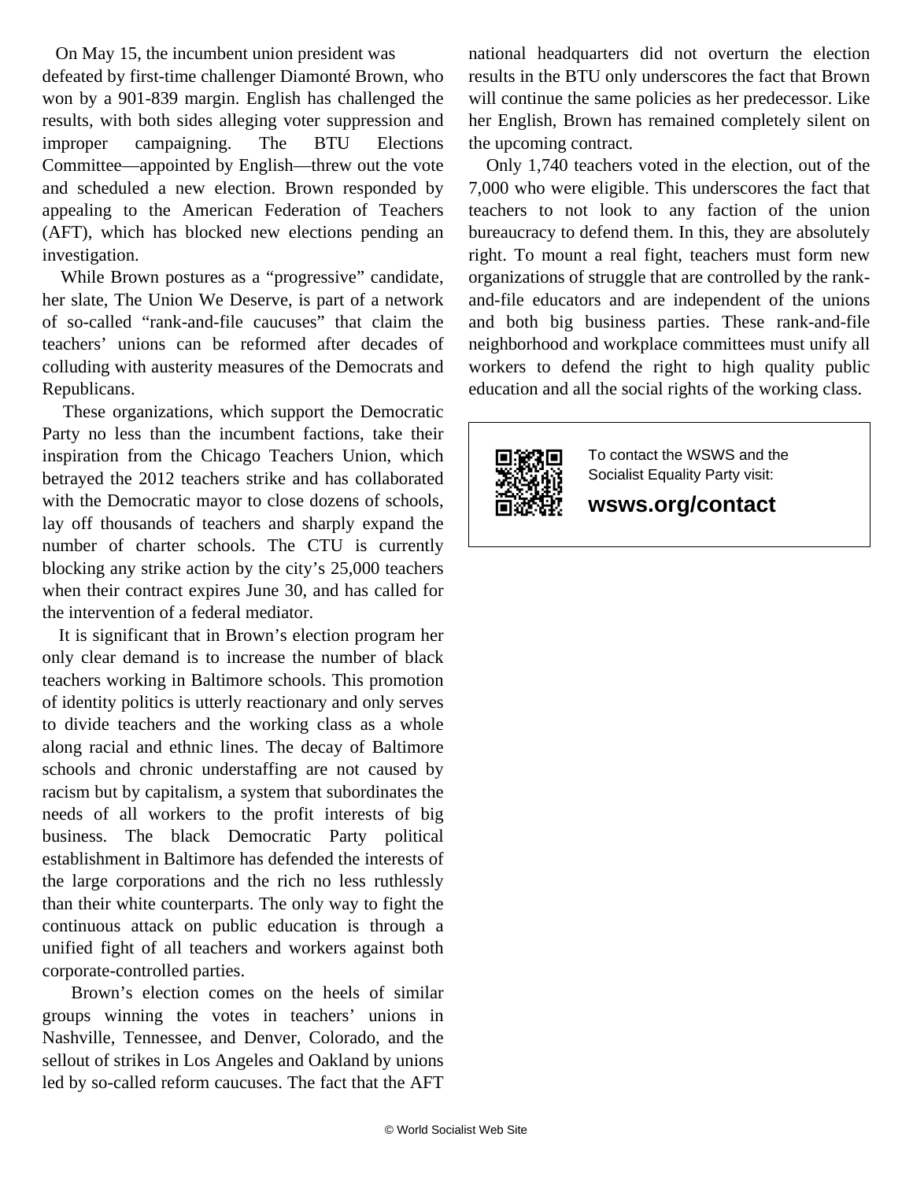On May 15, the incumbent union president was defeated by first-time challenger Diamonté Brown, who won by a 901-839 margin. English has challenged the results, with both sides alleging voter suppression and improper campaigning. The BTU Elections Committee—appointed by English—threw out the vote and scheduled a new election. Brown responded by appealing to the American Federation of Teachers (AFT), which has blocked new elections pending an investigation.

While Brown postures as a "progressive" candidate, her slate, The Union We Deserve, is part of a network of so-called "rank-and-file caucuses" that claim the teachers' unions can be reformed after decades of colluding with austerity measures of the Democrats and Republicans.

These organizations, which support the Democratic Party no less than the incumbent factions, take their inspiration from the Chicago Teachers Union, which betrayed the 2012 teachers strike and has collaborated with the Democratic mayor to close dozens of schools, lay off thousands of teachers and sharply expand the number of charter schools. The CTU is currently blocking any strike action by the city's 25,000 teachers when their contract expires June 30, and has called for the intervention of a federal mediator.

It is significant that in Brown's election program her only clear demand is to increase the number of black teachers working in Baltimore schools. This promotion of identity politics is utterly reactionary and only serves to divide teachers and the working class as a whole along racial and ethnic lines. The decay of Baltimore schools and chronic understaffing are not caused by racism but by capitalism, a system that subordinates the needs of all workers to the profit interests of big business. The black Democratic Party political establishment in Baltimore has defended the interests of the large corporations and the rich no less ruthlessly than their white counterparts. The only way to fight the continuous attack on public education is through a unified fight of all teachers and workers against both corporate-controlled parties.

Brown's election comes on the heels of similar groups winning the votes in teachers' unions in Nashville, Tennessee, and Denver, Colorado, and the sellout of strikes in Los Angeles and Oakland by unions led by so-called reform caucuses. The fact that the AFT national headquarters did not overturn the election results in the BTU only underscores the fact that Brown will continue the same policies as her predecessor. Like her English, Brown has remained completely silent on the upcoming contract.

Only 1,740 teachers voted in the election, out of the 7,000 who were eligible. This underscores the fact that teachers to not look to any faction of the union bureaucracy to defend them. In this, they are absolutely right. To mount a real fight, teachers must form new organizations of struggle that are controlled by the rank-and-file educators and are independent of the unions and both big business parties. These rank-and-file neighborhood and workplace committees must unify all workers to defend the right to high quality public education and all the social rights of the working class.

To contact the WSWS and the Socialist Equality Party visit:

**wsws.org/contact**